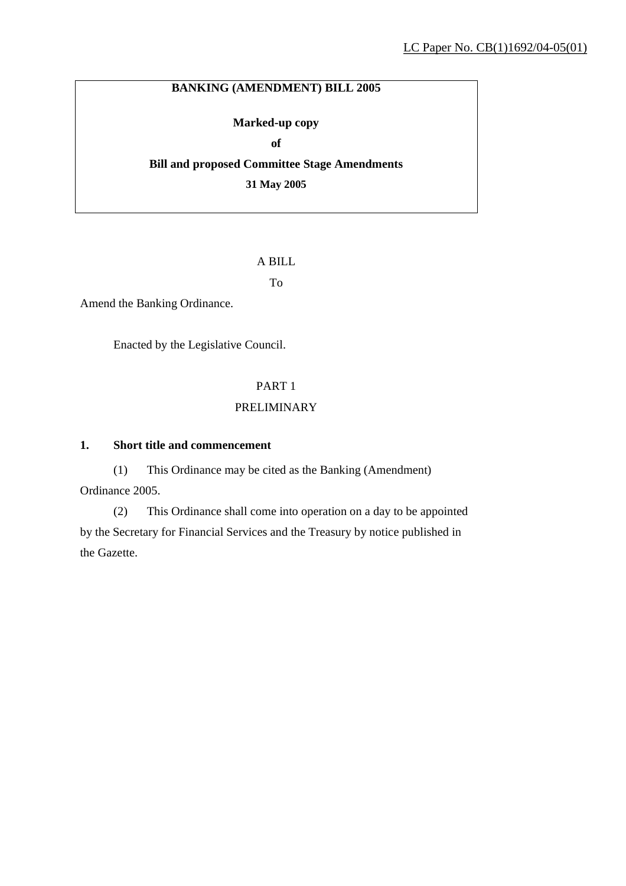LC Paper No. CB(1)1692/04-05(01)

**BANKING (AMENDMENT) BILL 2005**

**Marked-up copy**

**of**

**Bill and proposed Committee Stage Amendments**

**31 May 2005**

A BILL

To

Amend the Banking Ordinance.

Enacted by the Legislative Council.

PART 1

PRELIMINARY

**1. Short title and commencement**

(1) This Ordinance may be cited as the Banking (Amendment) Ordinance 2005.

(2) This Ordinance shall come into operation on a day to be appointed by the Secretary for Financial Services and the Treasury by notice published in the Gazette.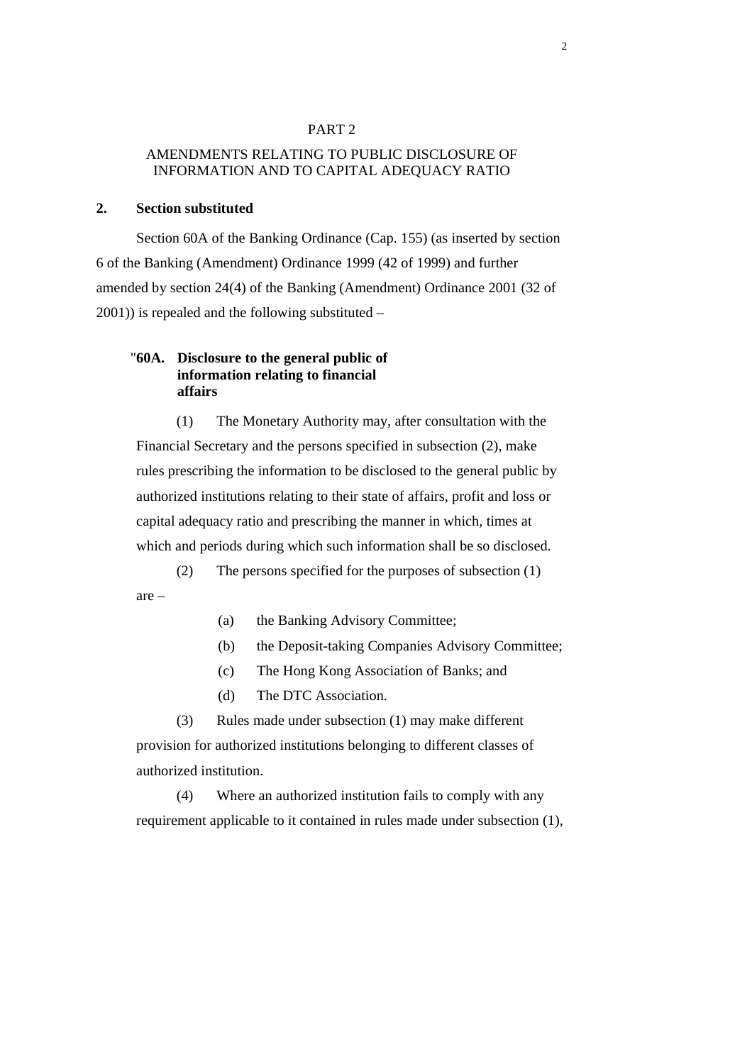PART 2

AMENDMENTS RELATING TO PUBLIC DISCLOSURE OF INFORMATION AND TO CAPITAL ADEQUACY RATIO

**2. Section substituted**

Section 60A of the Banking Ordinance (Cap. 155) (as inserted by section 6 of the Banking (Amendment) Ordinance 1999 (42 of 1999) and further amended by section 24(4) of the Banking (Amendment) Ordinance 2001 (32 of 2001)) is repealed and the following substituted –

"**60A. Disclosure to the general public of information relating to financial affairs**

(1) The Monetary Authority may, after consultation with the Financial Secretary and the persons specified in subsection (2), make rules prescribing the information to be disclosed to the general public by authorized institutions relating to their state of affairs, profit and loss or capital adequacy ratio and prescribing the manner in which, times at which and periods during which such information shall be so disclosed.

(2) The persons specified for the purposes of subsection (1) are –

(a) the Banking Advisory Committee;

(b) the Deposit-taking Companies Advisory Committee;

(c) The Hong Kong Association of Banks; and

(d) The DTC Association.

(3) Rules made under subsection (1) may make different provision for authorized institutions belonging to different classes of authorized institution.

(4) Where an authorized institution fails to comply with any requirement applicable to it contained in rules made under subsection (1),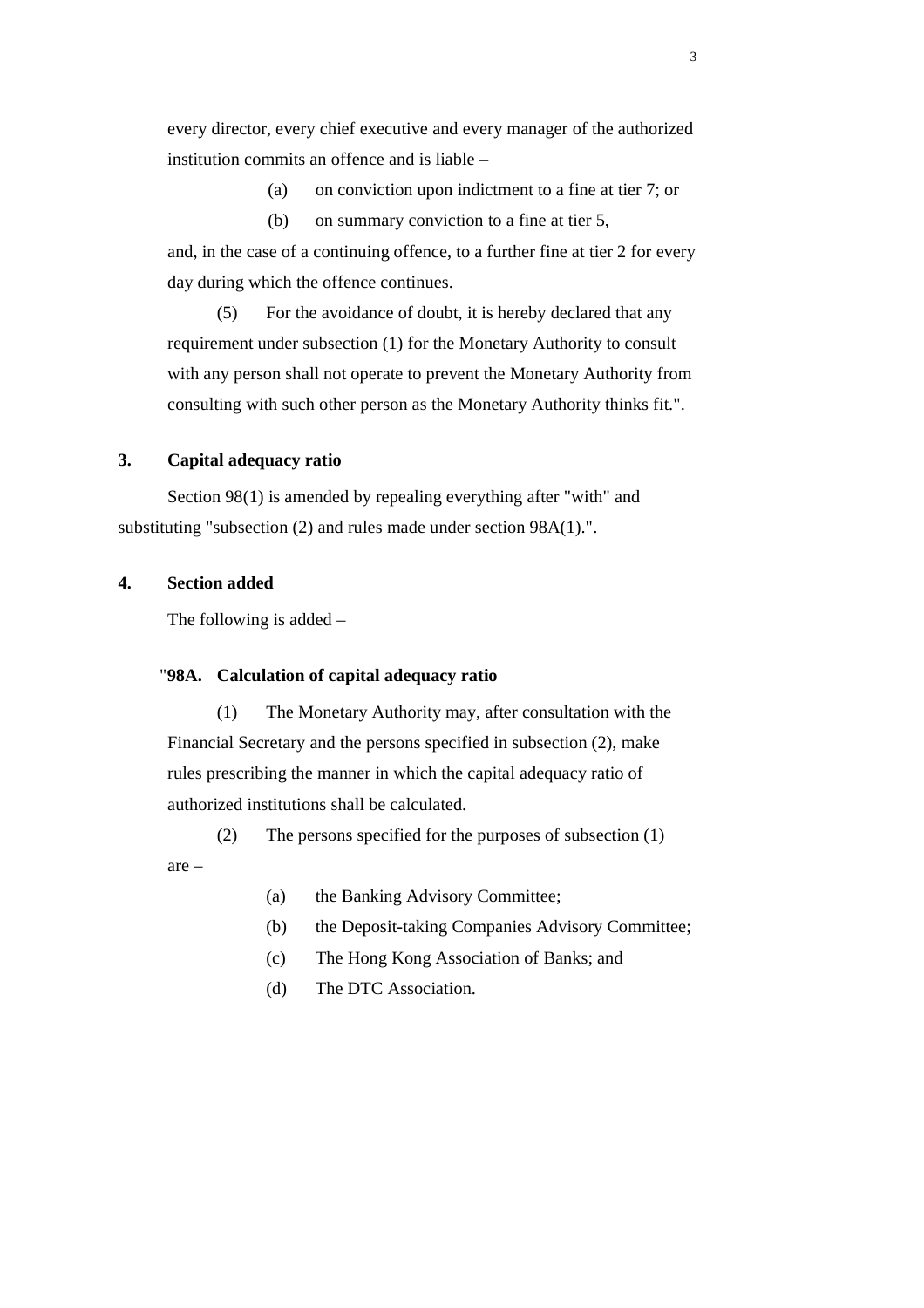every director, every chief executive and every manager of the authorized institution commits an offence and is liable –

(a) on conviction upon indictment to a fine at tier 7; or

(b) on summary conviction to a fine at tier 5,

and, in the case of a continuing offence, to a further fine at tier 2 for every day during which the offence continues.

(5) For the avoidance of doubt, it is hereby declared that any requirement under subsection (1) for the Monetary Authority to consult with any person shall not operate to prevent the Monetary Authority from consulting with such other person as the Monetary Authority thinks fit.".

**3. Capital adequacy ratio**

Section 98(1) is amended by repealing everything after "with" and substituting "subsection (2) and rules made under section 98A(1).".

**4. Section added**

The following is added –

"**98A. Calculation of capital adequacy ratio**

(1) The Monetary Authority may, after consultation with the Financial Secretary and the persons specified in subsection (2), make rules prescribing the manner in which the capital adequacy ratio of authorized institutions shall be calculated.

(2) The persons specified for the purposes of subsection (1) are –

(a) the Banking Advisory Committee;

(b) the Deposit-taking Companies Advisory Committee;

(c) The Hong Kong Association of Banks; and

(d) The DTC Association.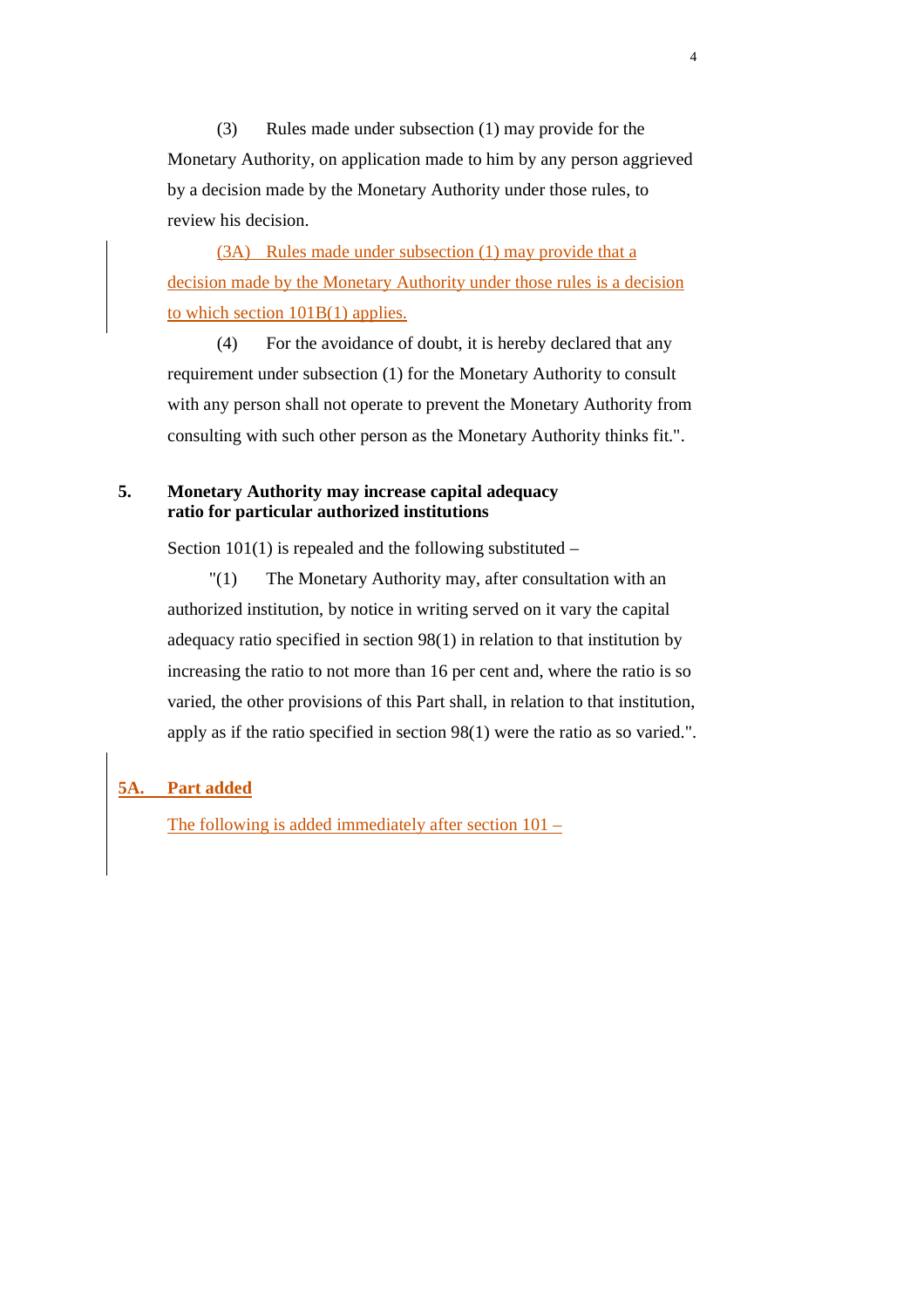(3) Rules made under subsection (1) may provide for the Monetary Authority, on application made to him by any person aggrieved by a decision made by the Monetary Authority under those rules, to review his decision.

(3A) Rules made under subsection (1) may provide that a decision made by the Monetary Authority under those rules is a decision to which section 101B(1) applies.

(4) For the avoidance of doubt, it is hereby declared that any requirement under subsection (1) for the Monetary Authority to consult with any person shall not operate to prevent the Monetary Authority from consulting with such other person as the Monetary Authority thinks fit.".

**5. Monetary Authority may increase capital adequacy ratio for particular authorized institutions**

Section 101(1) is repealed and the following substituted –

"(1) The Monetary Authority may, after consultation with an authorized institution, by notice in writing served on it vary the capital adequacy ratio specified in section 98(1) in relation to that institution by increasing the ratio to not more than 16 per cent and, where the ratio is so varied, the other provisions of this Part shall, in relation to that institution, apply as if the ratio specified in section 98(1) were the ratio as so varied.".

**5A. Part added**

The following is added immediately after section 101 –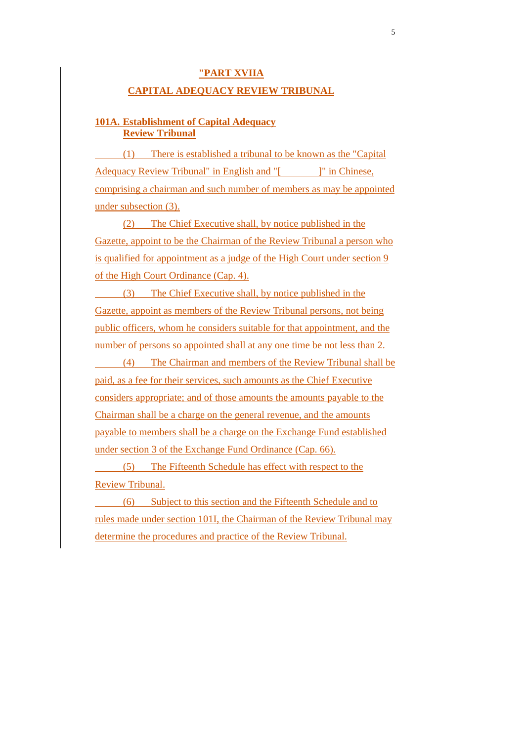**"PART XVIIA**

**CAPITAL ADEQUACY REVIEW TRIBUNAL**

**101A. Establishment of Capital Adequacy Review Tribunal**

(1) There is established a tribunal to be known as the "Capital Adequacy Review Tribunal" in English and "[ ]" in Chinese, comprising a chairman and such number of members as may be appointed under subsection (3).

(2) The Chief Executive shall, by notice published in the Gazette, appoint to be the Chairman of the Review Tribunal a person who is qualified for appointment as a judge of the High Court under section 9 of the High Court Ordinance (Cap. 4).

(3) The Chief Executive shall, by notice published in the Gazette, appoint as members of the Review Tribunal persons, not being public officers, whom he considers suitable for that appointment, and the number of persons so appointed shall at any one time be not less than 2.

(4) The Chairman and members of the Review Tribunal shall be paid, as a fee for their services, such amounts as the Chief Executive considers appropriate; and of those amounts the amounts payable to the Chairman shall be a charge on the general revenue, and the amounts payable to members shall be a charge on the Exchange Fund established under section 3 of the Exchange Fund Ordinance (Cap. 66).

(5) The Fifteenth Schedule has effect with respect to the Review Tribunal.

(6) Subject to this section and the Fifteenth Schedule and to rules made under section 101I, the Chairman of the Review Tribunal may determine the procedures and practice of the Review Tribunal.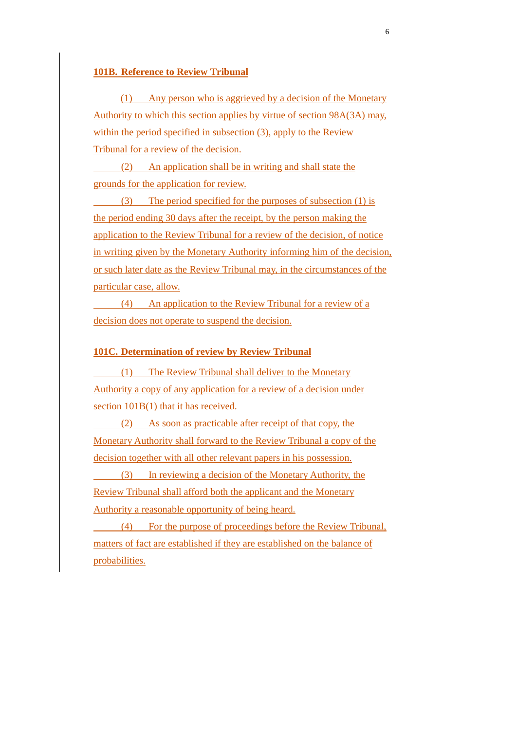**101B. Reference to Review Tribunal**

(1) Any person who is aggrieved by a decision of the Monetary Authority to which this section applies by virtue of section 98A(3A) may, within the period specified in subsection (3), apply to the Review Tribunal for a review of the decision.

(2) An application shall be in writing and shall state the grounds for the application for review.

(3) The period specified for the purposes of subsection (1) is the period ending 30 days after the receipt, by the person making the application to the Review Tribunal for a review of the decision, of notice in writing given by the Monetary Authority informing him of the decision, or such later date as the Review Tribunal may, in the circumstances of the particular case, allow.

(4) An application to the Review Tribunal for a review of a decision does not operate to suspend the decision.

**101C. Determination of review by Review Tribunal**

(1) The Review Tribunal shall deliver to the Monetary Authority a copy of any application for a review of a decision under section 101B(1) that it has received.

(2) As soon as practicable after receipt of that copy, the Monetary Authority shall forward to the Review Tribunal a copy of the decision together with all other relevant papers in his possession.

(3) In reviewing a decision of the Monetary Authority, the Review Tribunal shall afford both the applicant and the Monetary Authority a reasonable opportunity of being heard.

(4) For the purpose of proceedings before the Review Tribunal, matters of fact are established if they are established on the balance of probabilities.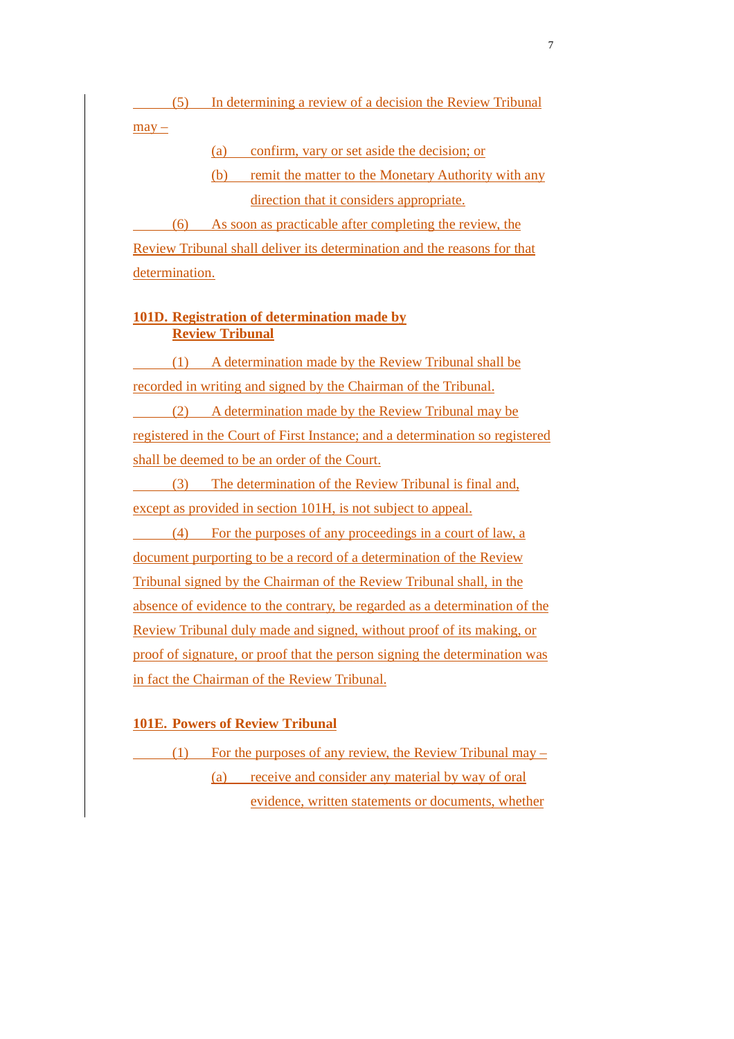(5) In determining a review of a decision the Review Tribunal may –

(a) confirm, vary or set aside the decision; or

(b) remit the matter to the Monetary Authority with any direction that it considers appropriate.

(6) As soon as practicable after completing the review, the Review Tribunal shall deliver its determination and the reasons for that determination.

**101D. Registration of determination made by Review Tribunal**

(1) A determination made by the Review Tribunal shall be recorded in writing and signed by the Chairman of the Tribunal.

(2) A determination made by the Review Tribunal may be registered in the Court of First Instance; and a determination so registered shall be deemed to be an order of the Court.

(3) The determination of the Review Tribunal is final and, except as provided in section 101H, is not subject to appeal.

(4) For the purposes of any proceedings in a court of law, a document purporting to be a record of a determination of the Review Tribunal signed by the Chairman of the Review Tribunal shall, in the absence of evidence to the contrary, be regarded as a determination of the Review Tribunal duly made and signed, without proof of its making, or proof of signature, or proof that the person signing the determination was in fact the Chairman of the Review Tribunal.

**101E. Powers of Review Tribunal**

(1) For the purposes of any review, the Review Tribunal may –

(a) receive and consider any material by way of oral evidence, written statements or documents, whether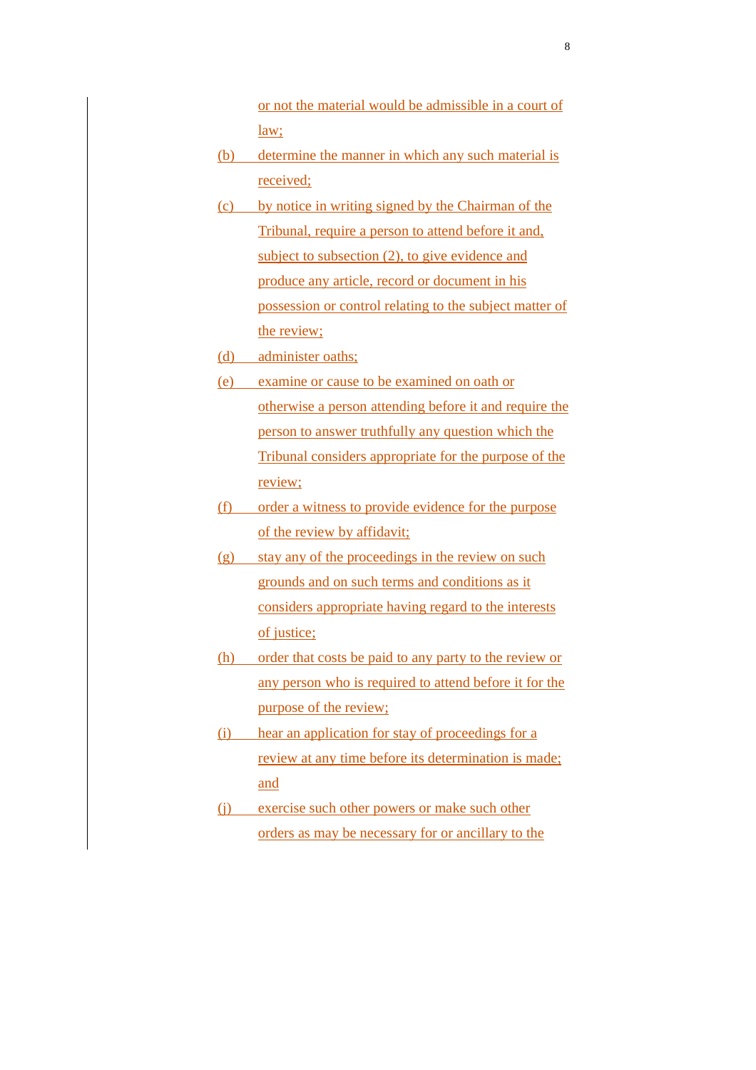or not the material would be admissible in a court of law;

(b) determine the manner in which any such material is received;

(c) by notice in writing signed by the Chairman of the Tribunal, require a person to attend before it and, subject to subsection (2), to give evidence and produce any article, record or document in his possession or control relating to the subject matter of the review;

(d) administer oaths;

(e) examine or cause to be examined on oath or otherwise a person attending before it and require the person to answer truthfully any question which the Tribunal considers appropriate for the purpose of the review;

(f) order a witness to provide evidence for the purpose of the review by affidavit;

(g) stay any of the proceedings in the review on such grounds and on such terms and conditions as it considers appropriate having regard to the interests of justice;

(h) order that costs be paid to any party to the review or any person who is required to attend before it for the purpose of the review;

(i) hear an application for stay of proceedings for a review at any time before its determination is made; and

(j) exercise such other powers or make such other orders as may be necessary for or ancillary to the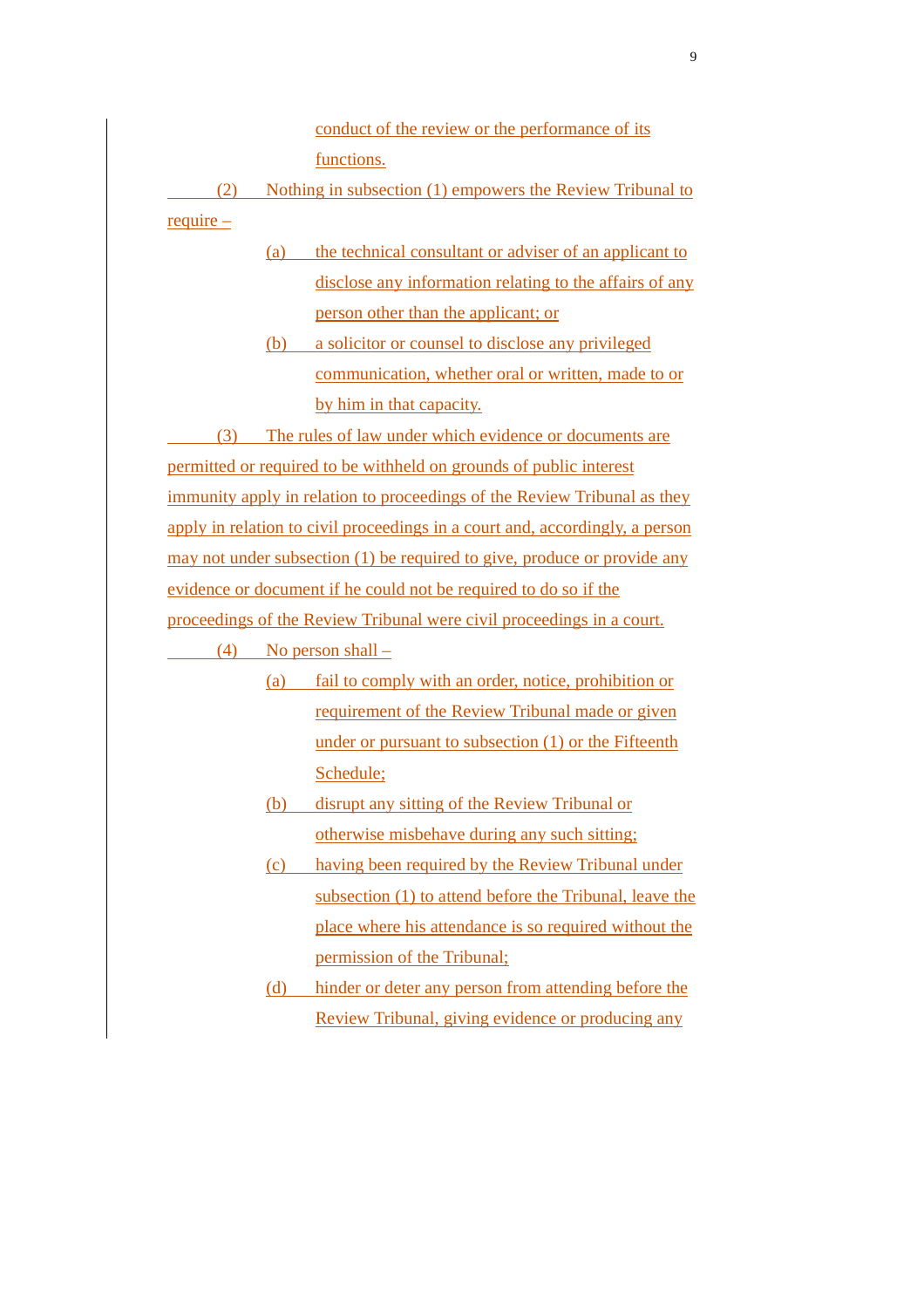conduct of the review or the performance of its functions.

(2) Nothing in subsection (1) empowers the Review Tribunal to require –

(a) the technical consultant or adviser of an applicant to disclose any information relating to the affairs of any person other than the applicant; or

(b) a solicitor or counsel to disclose any privileged communication, whether oral or written, made to or by him in that capacity.

(3) The rules of law under which evidence or documents are permitted or required to be withheld on grounds of public interest immunity apply in relation to proceedings of the Review Tribunal as they apply in relation to civil proceedings in a court and, accordingly, a person may not under subsection (1) be required to give, produce or provide any evidence or document if he could not be required to do so if the proceedings of the Review Tribunal were civil proceedings in a court.

(4) No person shall –

(a) fail to comply with an order, notice, prohibition or requirement of the Review Tribunal made or given under or pursuant to subsection (1) or the Fifteenth Schedule;

(b) disrupt any sitting of the Review Tribunal or otherwise misbehave during any such sitting;

(c) having been required by the Review Tribunal under subsection (1) to attend before the Tribunal, leave the place where his attendance is so required without the permission of the Tribunal;

(d) hinder or deter any person from attending before the Review Tribunal, giving evidence or producing any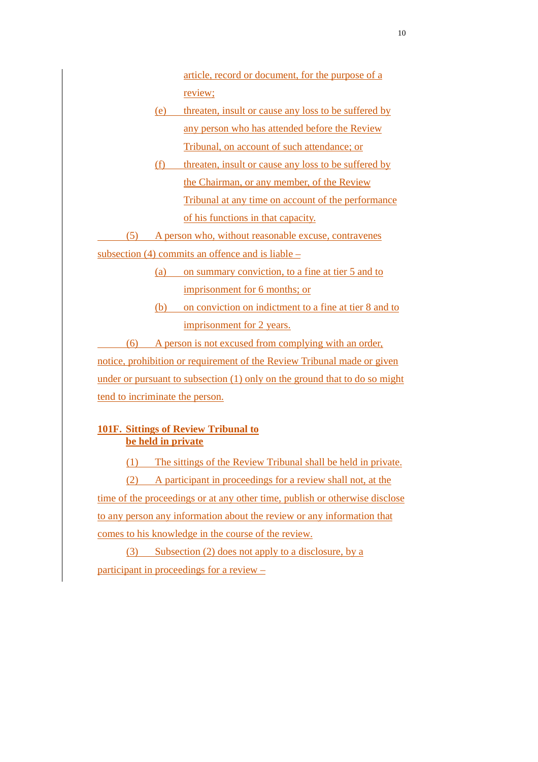article, record or document, for the purpose of a review;

(e) threaten, insult or cause any loss to be suffered by any person who has attended before the Review Tribunal, on account of such attendance; or

(f) threaten, insult or cause any loss to be suffered by the Chairman, or any member, of the Review Tribunal at any time on account of the performance of his functions in that capacity.

(5) A person who, without reasonable excuse, contravenes subsection (4) commits an offence and is liable –

(a) on summary conviction, to a fine at tier 5 and to imprisonment for 6 months; or

(b) on conviction on indictment to a fine at tier 8 and to imprisonment for 2 years.

(6) A person is not excused from complying with an order, notice, prohibition or requirement of the Review Tribunal made or given under or pursuant to subsection (1) only on the ground that to do so might tend to incriminate the person.

**101F. Sittings of Review Tribunal to be held in private**

(1) The sittings of the Review Tribunal shall be held in private.

(2) A participant in proceedings for a review shall not, at the time of the proceedings or at any other time, publish or otherwise disclose to any person any information about the review or any information that comes to his knowledge in the course of the review.

(3) Subsection (2) does not apply to a disclosure, by a participant in proceedings for a review –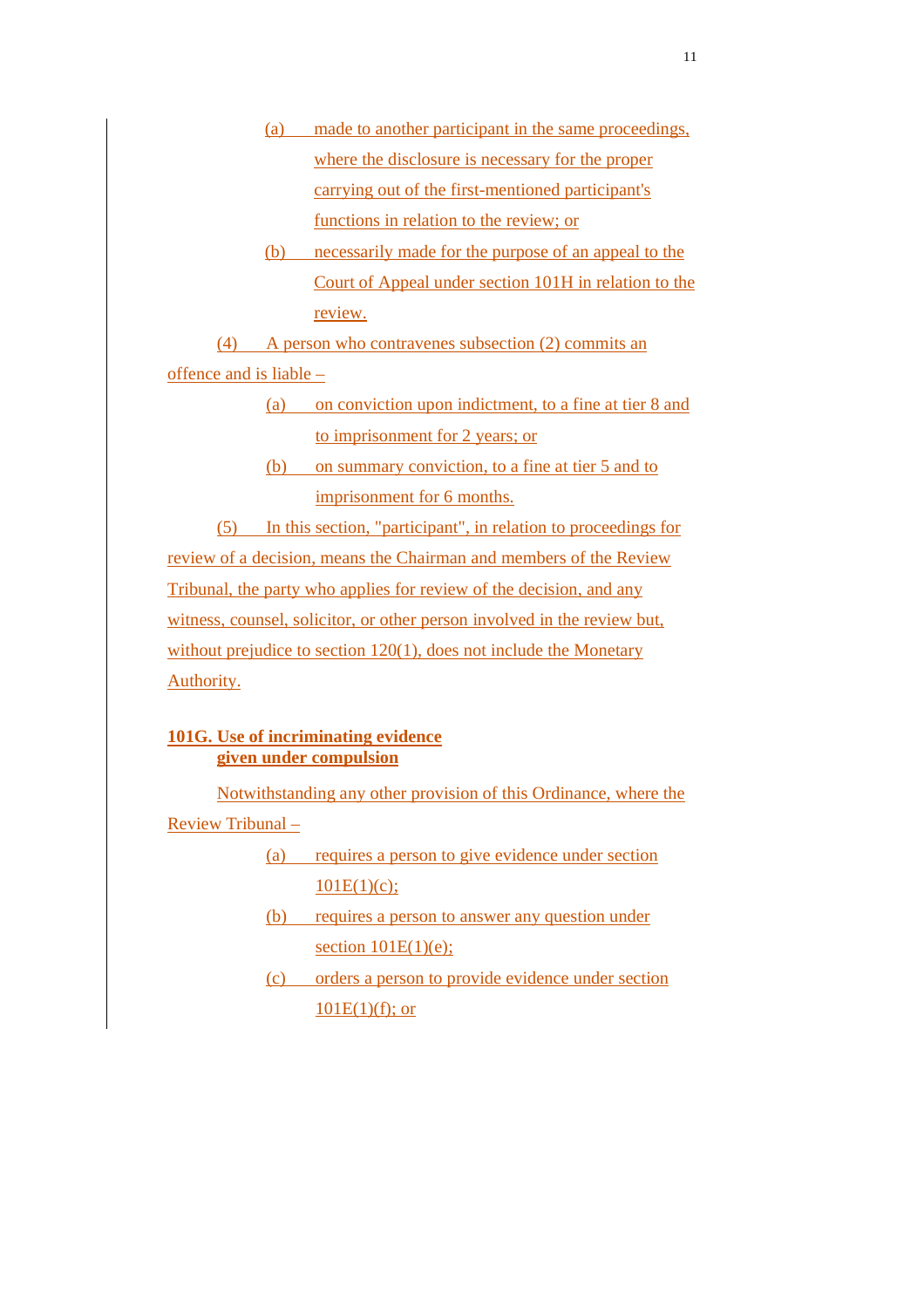(a) made to another participant in the same proceedings, where the disclosure is necessary for the proper carrying out of the first-mentioned participant's functions in relation to the review; or

(b) necessarily made for the purpose of an appeal to the Court of Appeal under section 101H in relation to the review.

(4) A person who contravenes subsection (2) commits an offence and is liable –

(a) on conviction upon indictment, to a fine at tier 8 and to imprisonment for 2 years; or

(b) on summary conviction, to a fine at tier 5 and to imprisonment for 6 months.

(5) In this section, "participant", in relation to proceedings for review of a decision, means the Chairman and members of the Review Tribunal, the party who applies for review of the decision, and any witness, counsel, solicitor, or other person involved in the review but, without prejudice to section 120(1), does not include the Monetary Authority.

**101G. Use of incriminating evidence given under compulsion**

Notwithstanding any other provision of this Ordinance, where the Review Tribunal –

(a) requires a person to give evidence under section 101E(1)(c);

(b) requires a person to answer any question under section 101E(1)(e);

(c) orders a person to provide evidence under section 101E(1)(f); or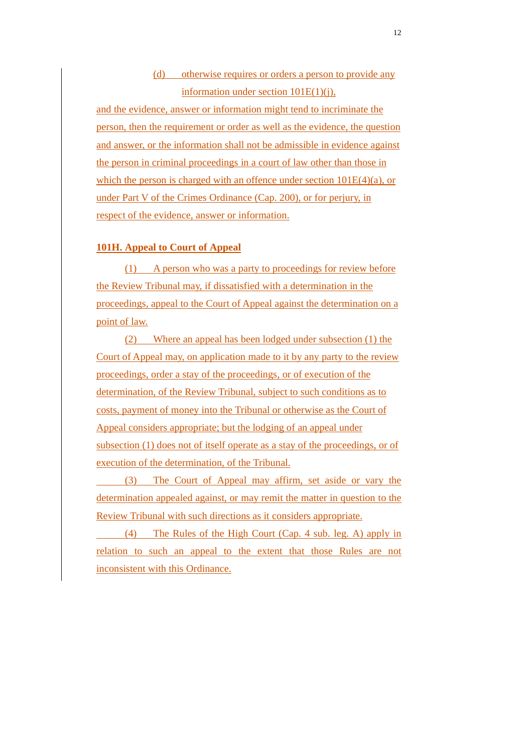(d) otherwise requires or orders a person to provide any information under section 101E(1)(j),

and the evidence, answer or information might tend to incriminate the person, then the requirement or order as well as the evidence, the question and answer, or the information shall not be admissible in evidence against the person in criminal proceedings in a court of law other than those in which the person is charged with an offence under section 101E(4)(a), or under Part V of the Crimes Ordinance (Cap. 200), or for perjury, in respect of the evidence, answer or information.

**101H. Appeal to Court of Appeal**

(1) A person who was a party to proceedings for review before the Review Tribunal may, if dissatisfied with a determination in the proceedings, appeal to the Court of Appeal against the determination on a point of law.

(2) Where an appeal has been lodged under subsection (1) the Court of Appeal may, on application made to it by any party to the review proceedings, order a stay of the proceedings, or of execution of the determination, of the Review Tribunal, subject to such conditions as to costs, payment of money into the Tribunal or otherwise as the Court of Appeal considers appropriate; but the lodging of an appeal under subsection (1) does not of itself operate as a stay of the proceedings, or of execution of the determination, of the Tribunal.

(3) The Court of Appeal may affirm, set aside or vary the determination appealed against, or may remit the matter in question to the Review Tribunal with such directions as it considers appropriate.

(4) The Rules of the High Court (Cap. 4 sub. leg. A) apply in relation to such an appeal to the extent that those Rules are not inconsistent with this Ordinance.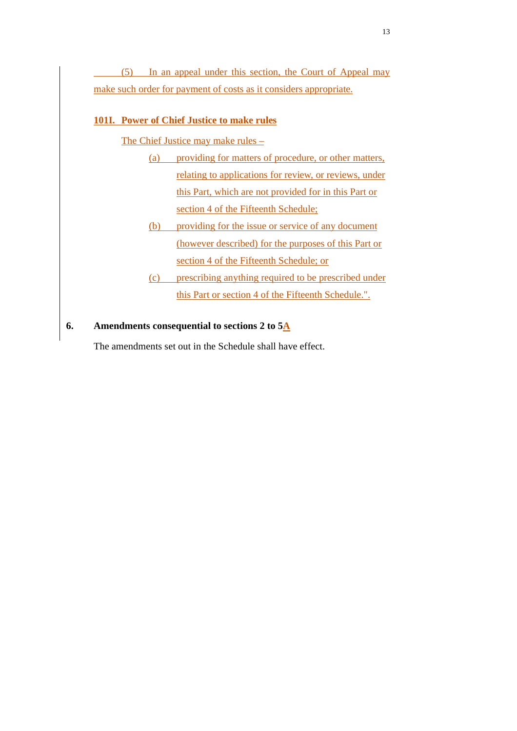(5) In an appeal under this section, the Court of Appeal may make such order for payment of costs as it considers appropriate.

**101I. Power of Chief Justice to make rules**

The Chief Justice may make rules –

(a) providing for matters of procedure, or other matters, relating to applications for review, or reviews, under this Part, which are not provided for in this Part or section 4 of the Fifteenth Schedule;

(b) providing for the issue or service of any document (however described) for the purposes of this Part or section 4 of the Fifteenth Schedule; or

(c) prescribing anything required to be prescribed under this Part or section 4 of the Fifteenth Schedule.".

**6. Amendments consequential to sections 2 to 5A**

The amendments set out in the Schedule shall have effect.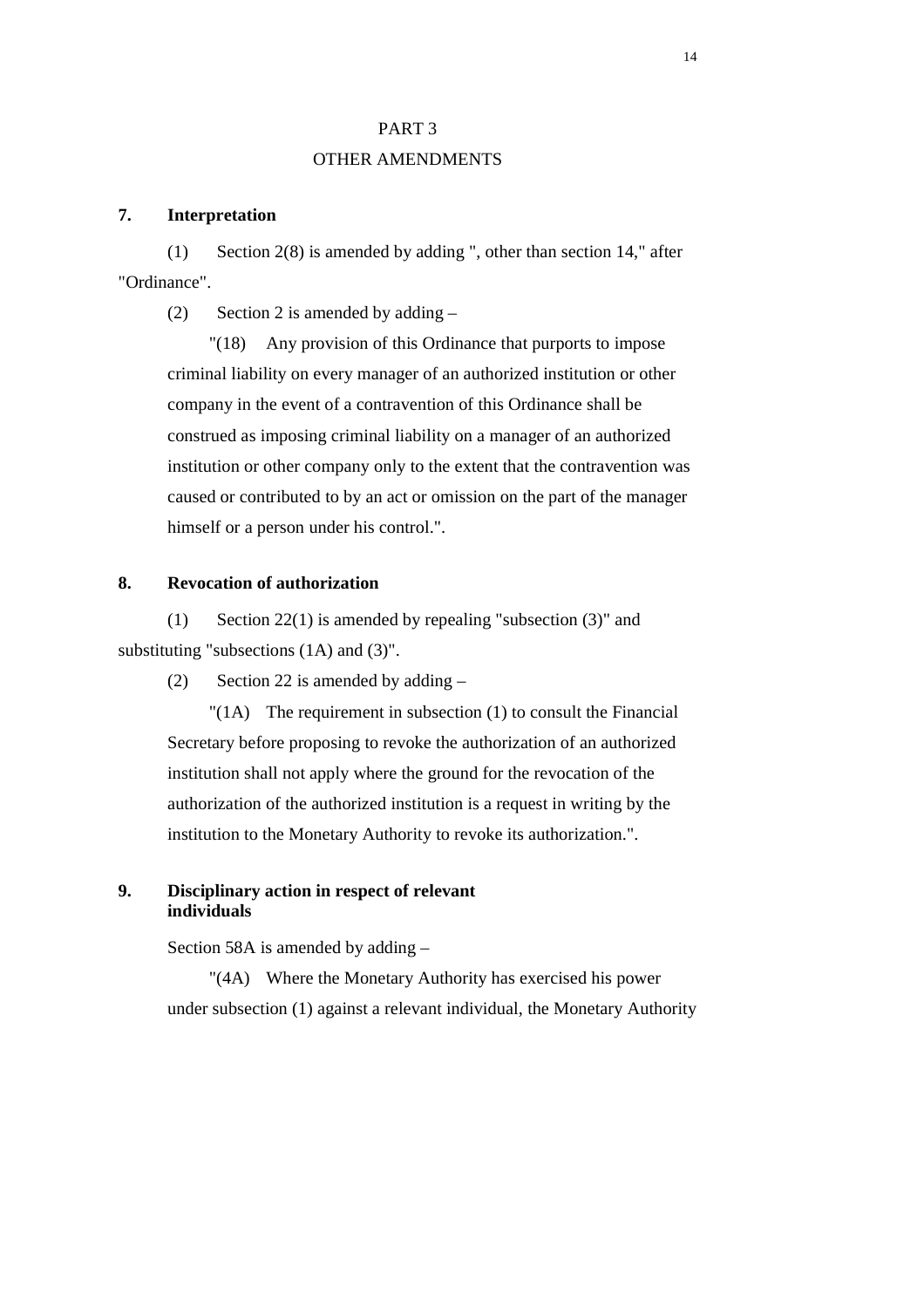PART 3

OTHER AMENDMENTS

**7. Interpretation**

(1) Section 2(8) is amended by adding ", other than section 14," after "Ordinance".

(2) Section 2 is amended by adding –

"(18) Any provision of this Ordinance that purports to impose criminal liability on every manager of an authorized institution or other company in the event of a contravention of this Ordinance shall be construed as imposing criminal liability on a manager of an authorized institution or other company only to the extent that the contravention was caused or contributed to by an act or omission on the part of the manager himself or a person under his control.".

**8. Revocation of authorization**

(1) Section 22(1) is amended by repealing "subsection (3)" and substituting "subsections (1A) and (3)".

(2) Section 22 is amended by adding –

"(1A) The requirement in subsection (1) to consult the Financial Secretary before proposing to revoke the authorization of an authorized institution shall not apply where the ground for the revocation of the authorization of the authorized institution is a request in writing by the institution to the Monetary Authority to revoke its authorization.".

**9. Disciplinary action in respect of relevant individuals**

Section 58A is amended by adding –

"(4A) Where the Monetary Authority has exercised his power under subsection (1) against a relevant individual, the Monetary Authority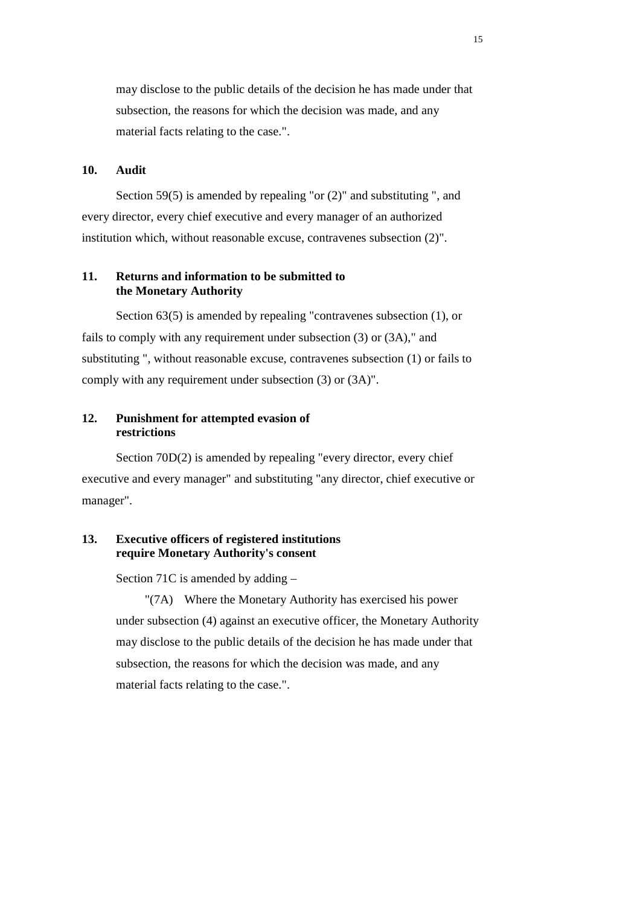may disclose to the public details of the decision he has made under that subsection, the reasons for which the decision was made, and any material facts relating to the case.".

**10. Audit**

Section 59(5) is amended by repealing "or (2)" and substituting ", and every director, every chief executive and every manager of an authorized institution which, without reasonable excuse, contravenes subsection (2)".

**11. Returns and information to be submitted to the Monetary Authority**

Section 63(5) is amended by repealing "contravenes subsection (1), or fails to comply with any requirement under subsection (3) or (3A)," and substituting ", without reasonable excuse, contravenes subsection (1) or fails to comply with any requirement under subsection (3) or (3A)".

**12. Punishment for attempted evasion of restrictions**

Section 70D(2) is amended by repealing "every director, every chief executive and every manager" and substituting "any director, chief executive or manager".

**13. Executive officers of registered institutions require Monetary Authority's consent**

Section 71C is amended by adding –

"(7A) Where the Monetary Authority has exercised his power under subsection (4) against an executive officer, the Monetary Authority may disclose to the public details of the decision he has made under that subsection, the reasons for which the decision was made, and any material facts relating to the case.".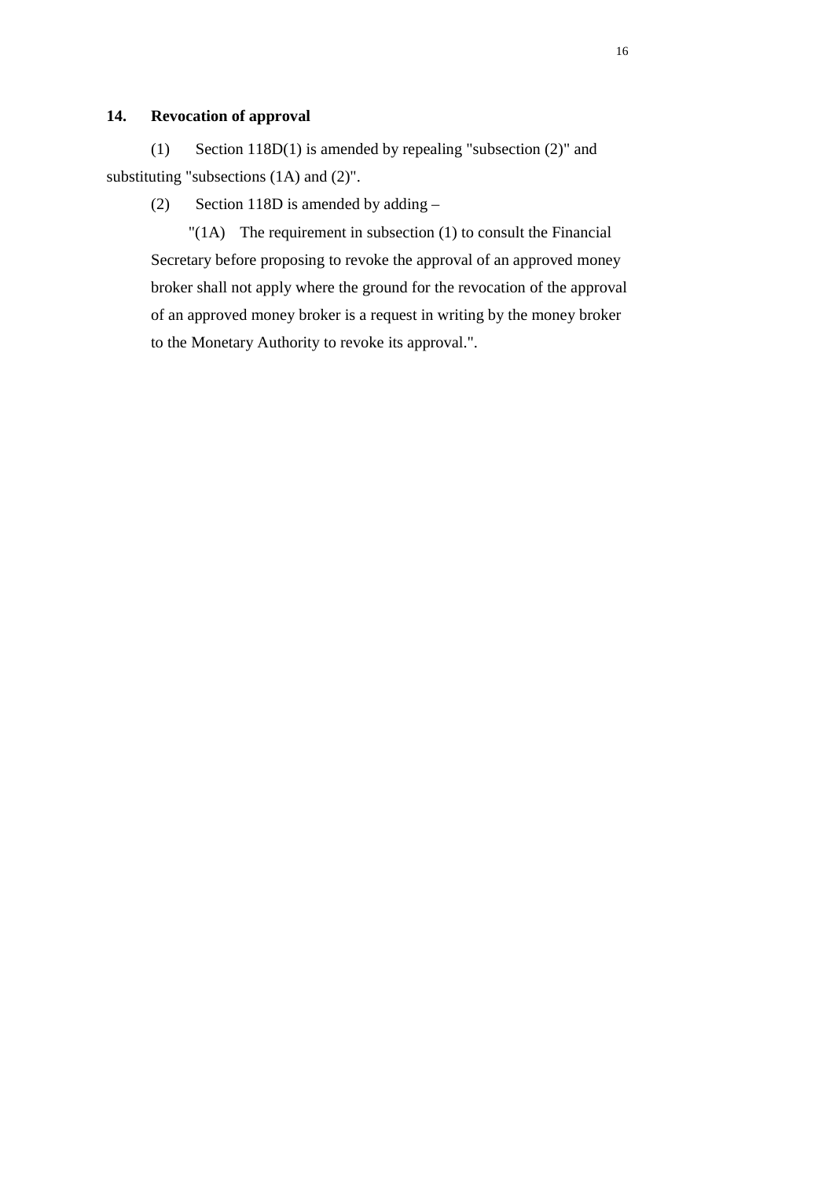**14. Revocation of approval**

(1) Section 118D(1) is amended by repealing "subsection (2)" and substituting "subsections (1A) and (2)".

(2) Section 118D is amended by adding –

"(1A) The requirement in subsection (1) to consult the Financial Secretary before proposing to revoke the approval of an approved money broker shall not apply where the ground for the revocation of the approval of an approved money broker is a request in writing by the money broker to the Monetary Authority to revoke its approval.".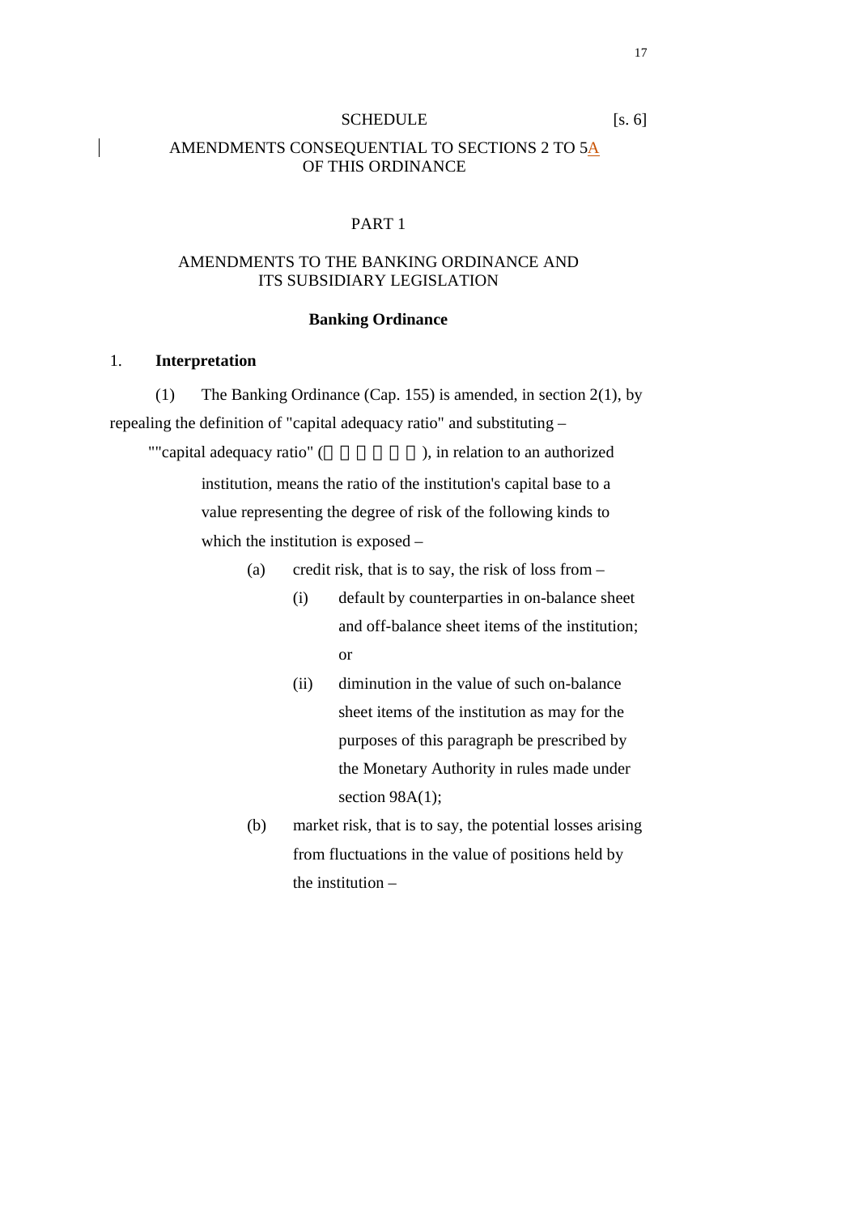SCHEDULE [s. 6]

AMENDMENTS CONSEQUENTIAL TO SECTIONS 2 TO 5A OF THIS ORDINANCE

PART 1

AMENDMENTS TO THE BANKING ORDINANCE AND ITS SUBSIDIARY LEGISLATION

**Banking Ordinance**

1. **Interpretation**

(1) The Banking Ordinance (Cap. 155) is amended, in section 2(1), by repealing the definition of "capital adequacy ratio" and substituting –

""capital adequacy ratio" (　　　　　　), in relation to an authorized institution, means the ratio of the institution's capital base to a value representing the degree of risk of the following kinds to which the institution is exposed –

(a) credit risk, that is to say, the risk of loss from –

(i) default by counterparties in on-balance sheet and off-balance sheet items of the institution; or

(ii) diminution in the value of such on-balance sheet items of the institution as may for the purposes of this paragraph be prescribed by the Monetary Authority in rules made under section 98A(1);

(b) market risk, that is to say, the potential losses arising from fluctuations in the value of positions held by the institution –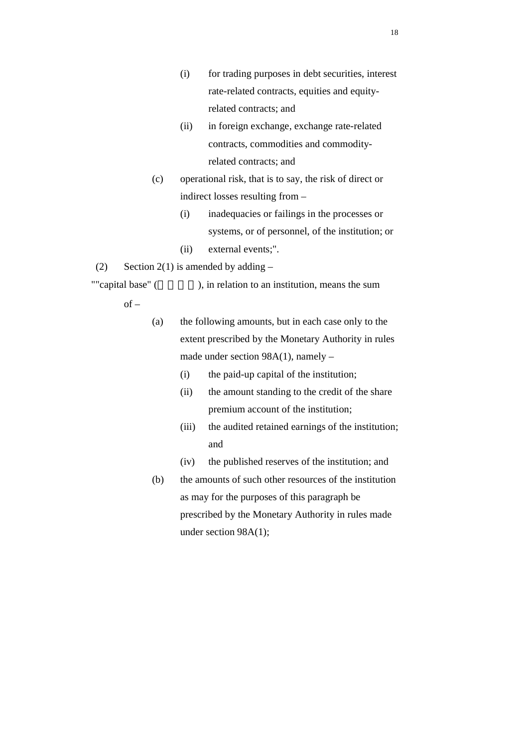(i) for trading purposes in debt securities, interest rate-related contracts, equities and equity-related contracts; and

(ii) in foreign exchange, exchange rate-related contracts, commodities and commodity-related contracts; and

(c) operational risk, that is to say, the risk of direct or indirect losses resulting from –

(i) inadequacies or failings in the processes or systems, or of personnel, of the institution; or

(ii) external events;".

(2) Section 2(1) is amended by adding –

""capital base" (　　　　), in relation to an institution, means the sum of –

(a) the following amounts, but in each case only to the extent prescribed by the Monetary Authority in rules made under section 98A(1), namely –

(i) the paid-up capital of the institution;

(ii) the amount standing to the credit of the share premium account of the institution;

(iii) the audited retained earnings of the institution; and

(iv) the published reserves of the institution; and

(b) the amounts of such other resources of the institution as may for the purposes of this paragraph be prescribed by the Monetary Authority in rules made under section 98A(1);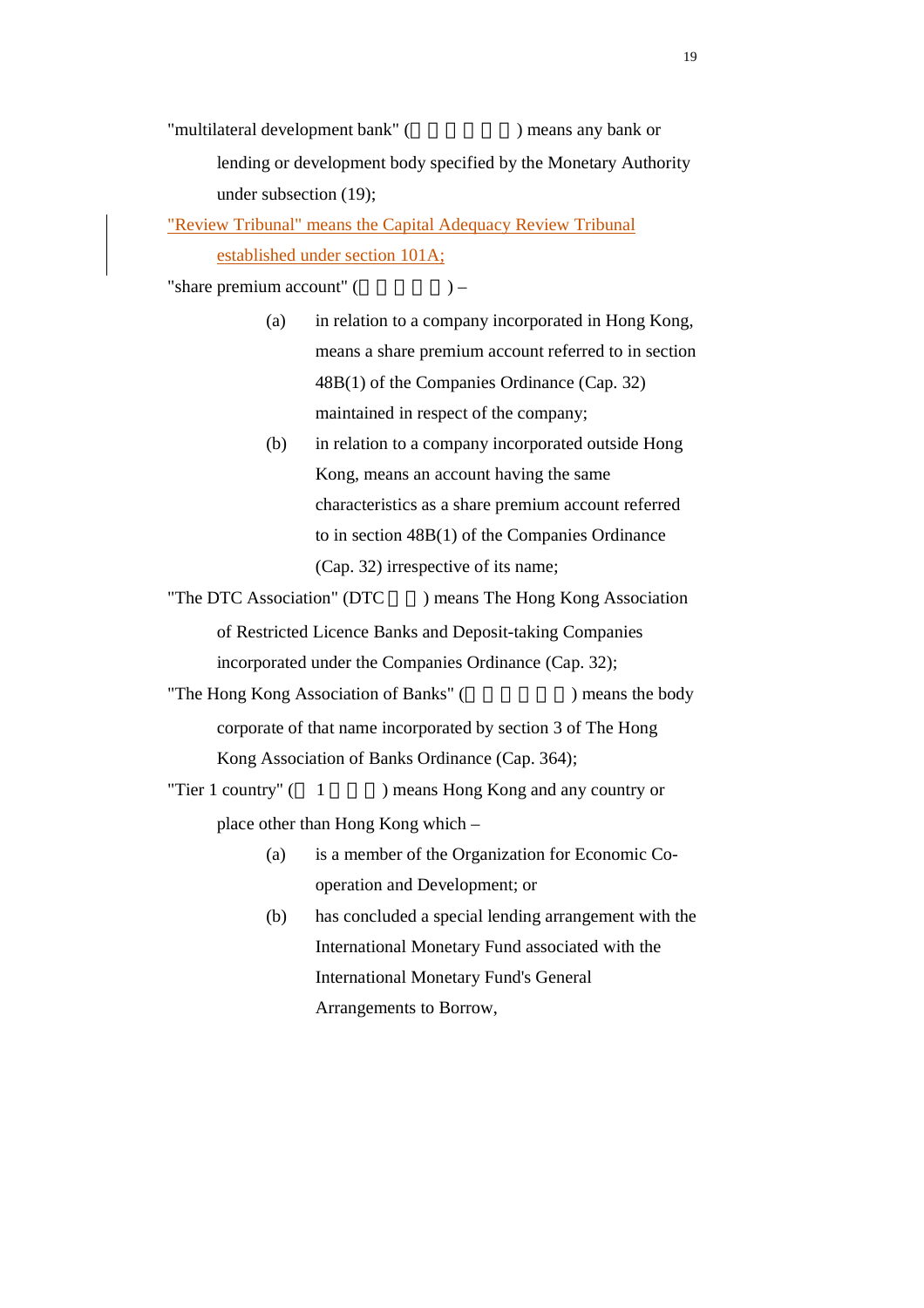"multilateral development bank" (          ) means any bank or lending or development body specified by the Monetary Authority under subsection (19);

"Review Tribunal" means the Capital Adequacy Review Tribunal established under section 101A;

"share premium account" (          ) –

(a) in relation to a company incorporated in Hong Kong, means a share premium account referred to in section 48B(1) of the Companies Ordinance (Cap. 32) maintained in respect of the company;

(b) in relation to a company incorporated outside Hong Kong, means an account having the same characteristics as a share premium account referred to in section 48B(1) of the Companies Ordinance (Cap. 32) irrespective of its name;

"The DTC Association" (DTC    ) means The Hong Kong Association of Restricted Licence Banks and Deposit-taking Companies incorporated under the Companies Ordinance (Cap. 32);

"The Hong Kong Association of Banks" (          ) means the body corporate of that name incorporated by section 3 of The Hong Kong Association of Banks Ordinance (Cap. 364);

"Tier 1 country" (  1      ) means Hong Kong and any country or place other than Hong Kong which –

(a) is a member of the Organization for Economic Co-operation and Development; or

(b) has concluded a special lending arrangement with the International Monetary Fund associated with the International Monetary Fund's General Arrangements to Borrow,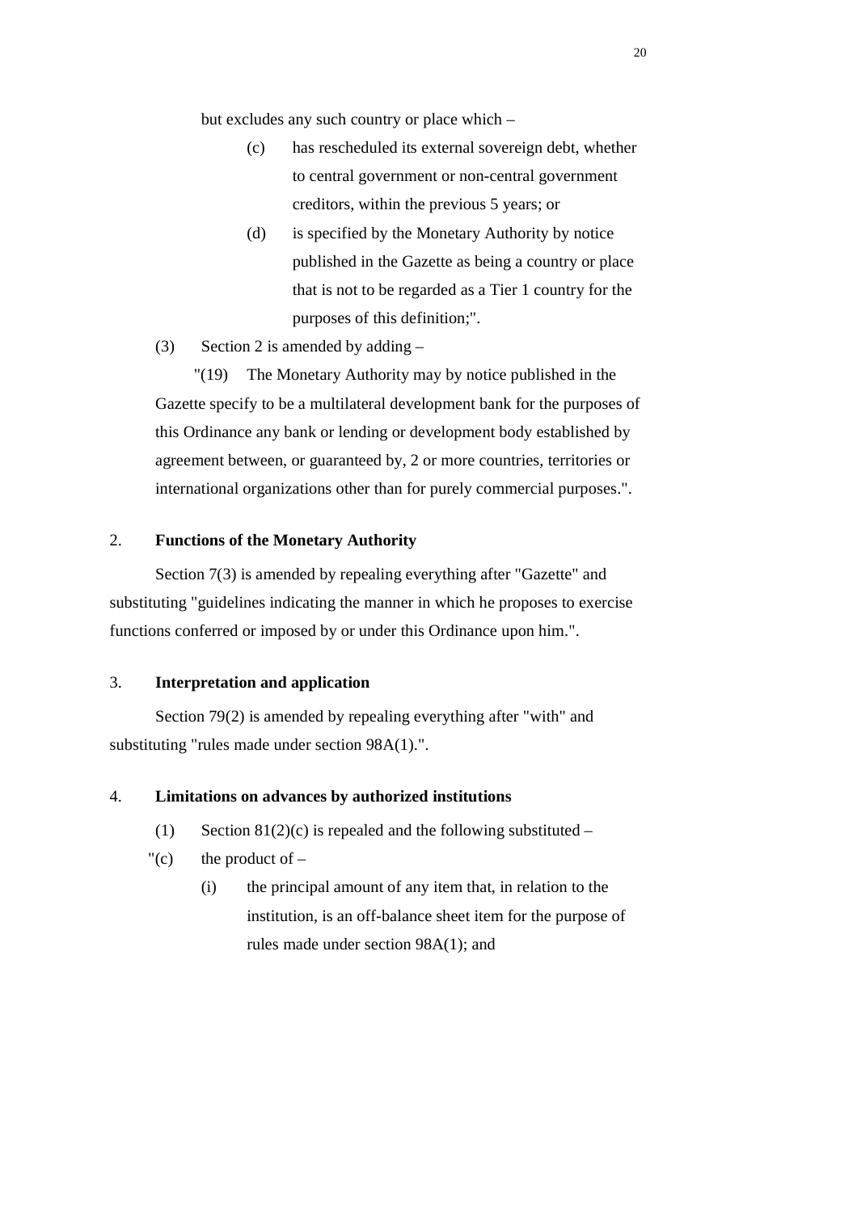but excludes any such country or place which –

(c) has rescheduled its external sovereign debt, whether to central government or non-central government creditors, within the previous 5 years; or

(d) is specified by the Monetary Authority by notice published in the Gazette as being a country or place that is not to be regarded as a Tier 1 country for the purposes of this definition;".

(3) Section 2 is amended by adding –

"(19) The Monetary Authority may by notice published in the Gazette specify to be a multilateral development bank for the purposes of this Ordinance any bank or lending or development body established by agreement between, or guaranteed by, 2 or more countries, territories or international organizations other than for purely commercial purposes.".

2. **Functions of the Monetary Authority**

Section 7(3) is amended by repealing everything after "Gazette" and substituting "guidelines indicating the manner in which he proposes to exercise functions conferred or imposed by or under this Ordinance upon him.".

3. **Interpretation and application**

Section 79(2) is amended by repealing everything after "with" and substituting "rules made under section 98A(1).".

4. **Limitations on advances by authorized institutions**

(1) Section 81(2)(c) is repealed and the following substituted –

"(c) the product of –

(i) the principal amount of any item that, in relation to the institution, is an off-balance sheet item for the purpose of rules made under section 98A(1); and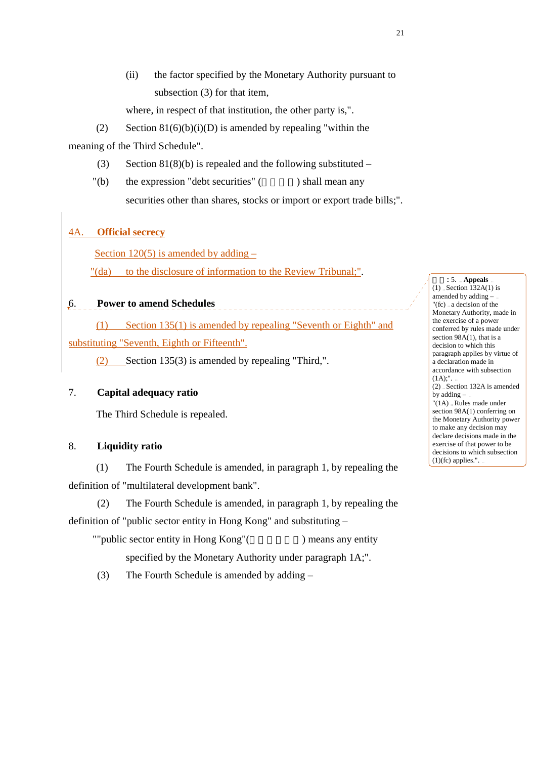(ii) the factor specified by the Monetary Authority pursuant to subsection (3) for that item,

where, in respect of that institution, the other party is,".

(2) Section 81(6)(b)(i)(D) is amended by repealing "within the meaning of the Third Schedule".

(3) Section 81(8)(b) is repealed and the following substituted –

"(b) the expression "debt securities" (□□□□) shall mean any securities other than shares, stocks or import or export trade bills;".

**4A. Official secrecy**

Section 120(5) is amended by adding –

"(da) to the disclosure of information to the Review Tribunal;".

**6. Power to amend Schedules**

(1) Section 135(1) is amended by repealing "Seventh or Eighth" and substituting "Seventh, Eighth or Fifteenth".

(2) Section 135(3) is amended by repealing "Third,".

**7. Capital adequacy ratio**

The Third Schedule is repealed.

**8. Liquidity ratio**

(1) The Fourth Schedule is amended, in paragraph 1, by repealing the definition of "multilateral development bank".

(2) The Fourth Schedule is amended, in paragraph 1, by repealing the definition of "public sector entity in Hong Kong" and substituting –

""public sector entity in Hong Kong"(□□□□□□) means any entity specified by the Monetary Authority under paragraph 1A;".

(3) The Fourth Schedule is amended by adding –

□□: 5. **Appeals**

(1) Section 132A(1) is amended by adding –

"(fc) a decision of the Monetary Authority, made in the exercise of a power conferred by rules made under section 98A(1), that is a decision to which this paragraph applies by virtue of a declaration made in accordance with subsection (1A);".

(2) Section 132A is amended by adding –

"(1A) Rules made under section 98A(1) conferring on the Monetary Authority power to make any decision may declare decisions made in the exercise of that power to be decisions to which subsection (1)(fc) applies.".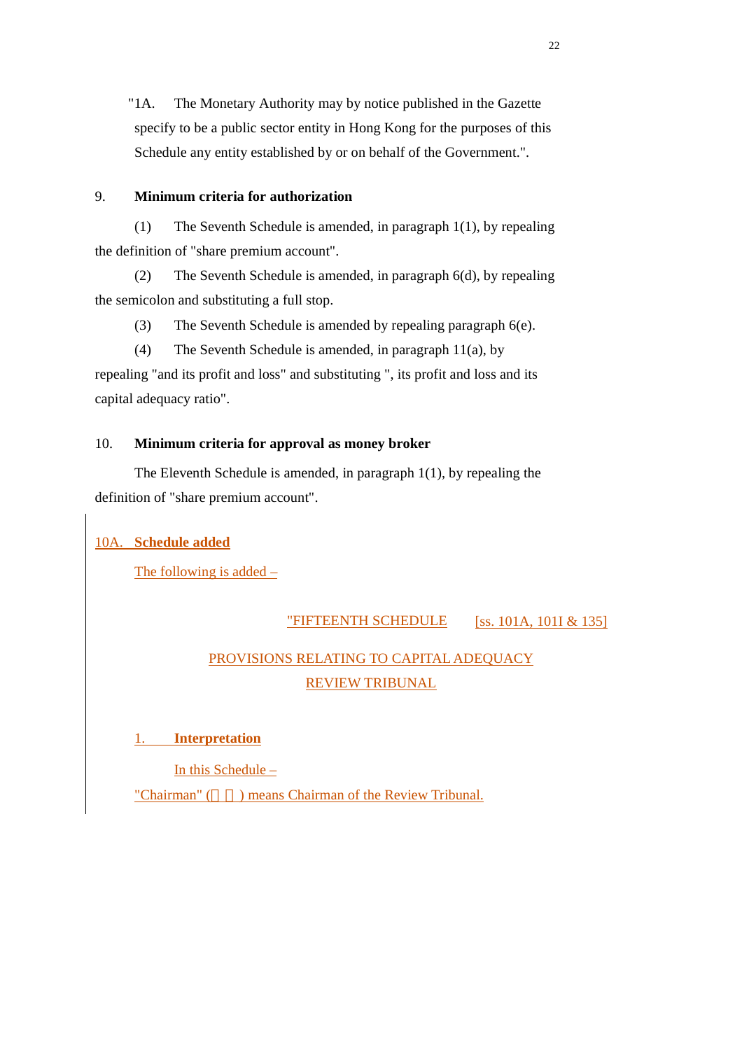"1A. The Monetary Authority may by notice published in the Gazette specify to be a public sector entity in Hong Kong for the purposes of this Schedule any entity established by or on behalf of the Government.".

9. **Minimum criteria for authorization**

(1) The Seventh Schedule is amended, in paragraph 1(1), by repealing the definition of "share premium account".

(2) The Seventh Schedule is amended, in paragraph 6(d), by repealing the semicolon and substituting a full stop.

(3) The Seventh Schedule is amended by repealing paragraph 6(e).

(4) The Seventh Schedule is amended, in paragraph 11(a), by repealing "and its profit and loss" and substituting ", its profit and loss and its capital adequacy ratio".

10. **Minimum criteria for approval as money broker**

The Eleventh Schedule is amended, in paragraph 1(1), by repealing the definition of "share premium account".

10A. **Schedule added**

The following is added –

"FIFTEENTH SCHEDULE [ss. 101A, 101I & 135]

PROVISIONS RELATING TO CAPITAL ADEQUACY REVIEW TRIBUNAL

1. **Interpretation**

In this Schedule –

"Chairman" (主席) means Chairman of the Review Tribunal.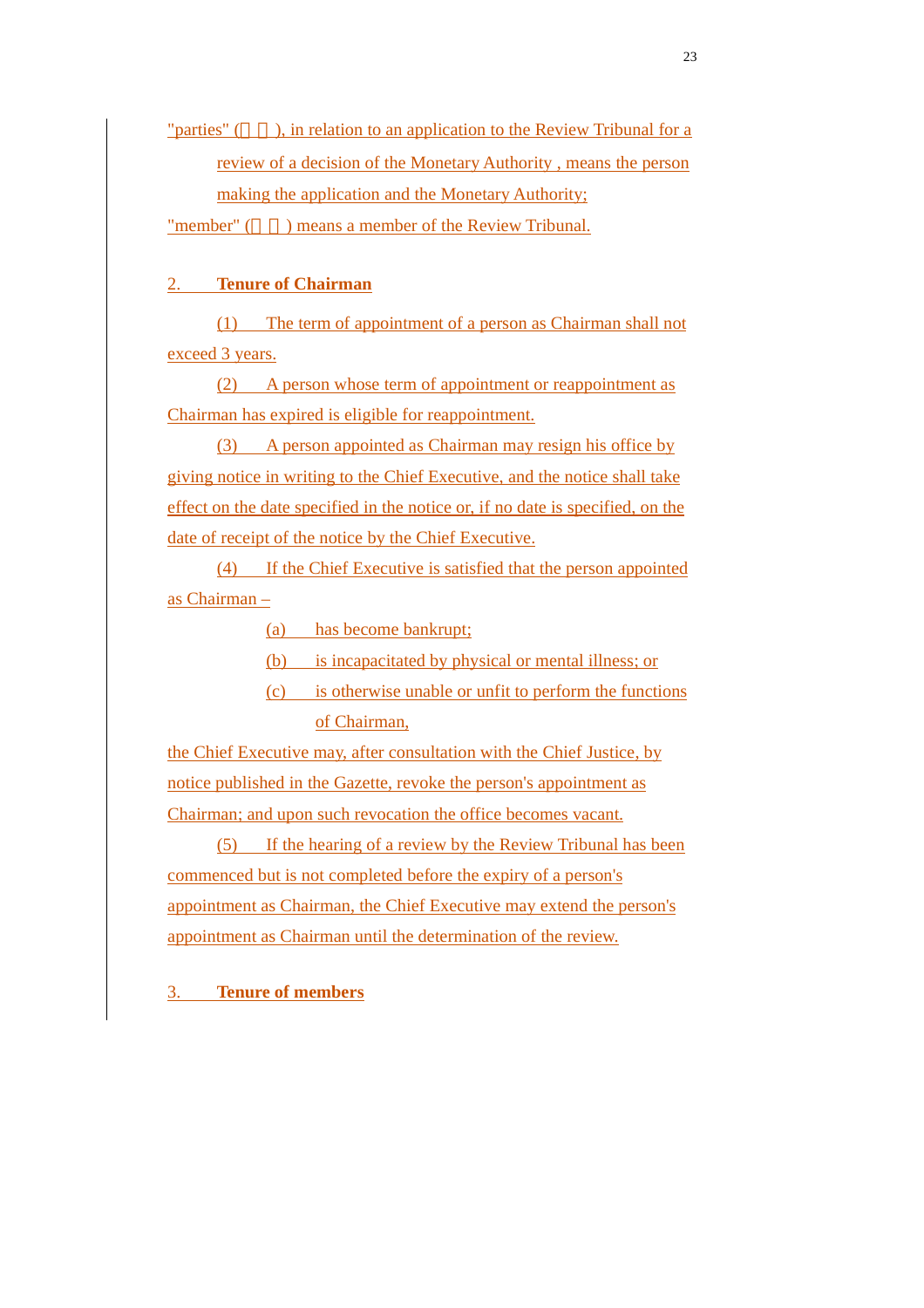"parties" (　　), in relation to an application to the Review Tribunal for a review of a decision of the Monetary Authority , means the person making the application and the Monetary Authority;

"member" (　　) means a member of the Review Tribunal.

## 2. Tenure of Chairman

(1) The term of appointment of a person as Chairman shall not exceed 3 years.

(2) A person whose term of appointment or reappointment as Chairman has expired is eligible for reappointment.

(3) A person appointed as Chairman may resign his office by giving notice in writing to the Chief Executive, and the notice shall take effect on the date specified in the notice or, if no date is specified, on the date of receipt of the notice by the Chief Executive.

(4) If the Chief Executive is satisfied that the person appointed as Chairman –

- (a) has become bankrupt;
- (b) is incapacitated by physical or mental illness; or
- (c) is otherwise unable or unfit to perform the functions of Chairman,

the Chief Executive may, after consultation with the Chief Justice, by notice published in the Gazette, revoke the person's appointment as Chairman; and upon such revocation the office becomes vacant.

(5) If the hearing of a review by the Review Tribunal has been commenced but is not completed before the expiry of a person's appointment as Chairman, the Chief Executive may extend the person's appointment as Chairman until the determination of the review.

## 3. Tenure of members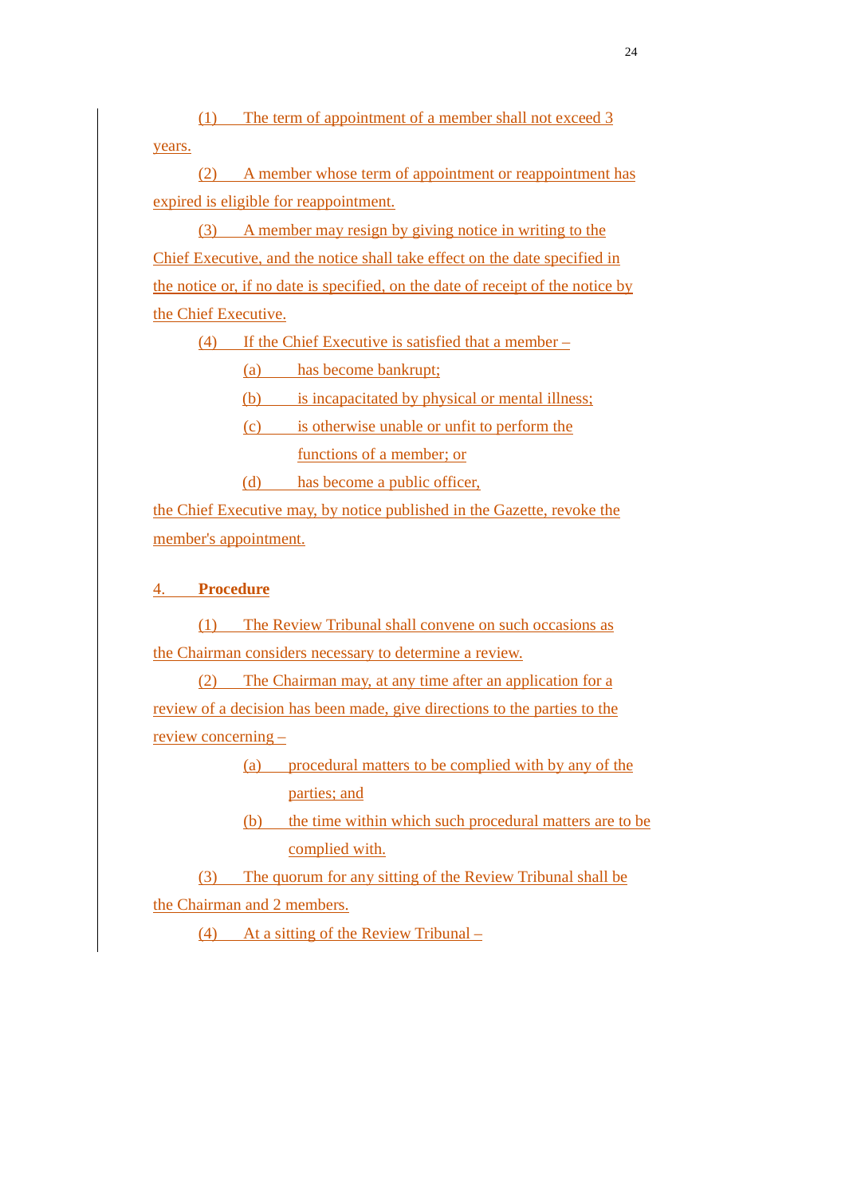(1) The term of appointment of a member shall not exceed 3 years.

(2) A member whose term of appointment or reappointment has expired is eligible for reappointment.

(3) A member may resign by giving notice in writing to the Chief Executive, and the notice shall take effect on the date specified in the notice or, if no date is specified, on the date of receipt of the notice by the Chief Executive.

(4) If the Chief Executive is satisfied that a member –

(a) has become bankrupt;

(b) is incapacitated by physical or mental illness;

(c) is otherwise unable or unfit to perform the functions of a member; or

(d) has become a public officer,

the Chief Executive may, by notice published in the Gazette, revoke the member's appointment.

## 4. **Procedure**

(1) The Review Tribunal shall convene on such occasions as the Chairman considers necessary to determine a review.

(2) The Chairman may, at any time after an application for a review of a decision has been made, give directions to the parties to the review concerning –

(a) procedural matters to be complied with by any of the parties; and

(b) the time within which such procedural matters are to be complied with.

(3) The quorum for any sitting of the Review Tribunal shall be the Chairman and 2 members.

(4) At a sitting of the Review Tribunal –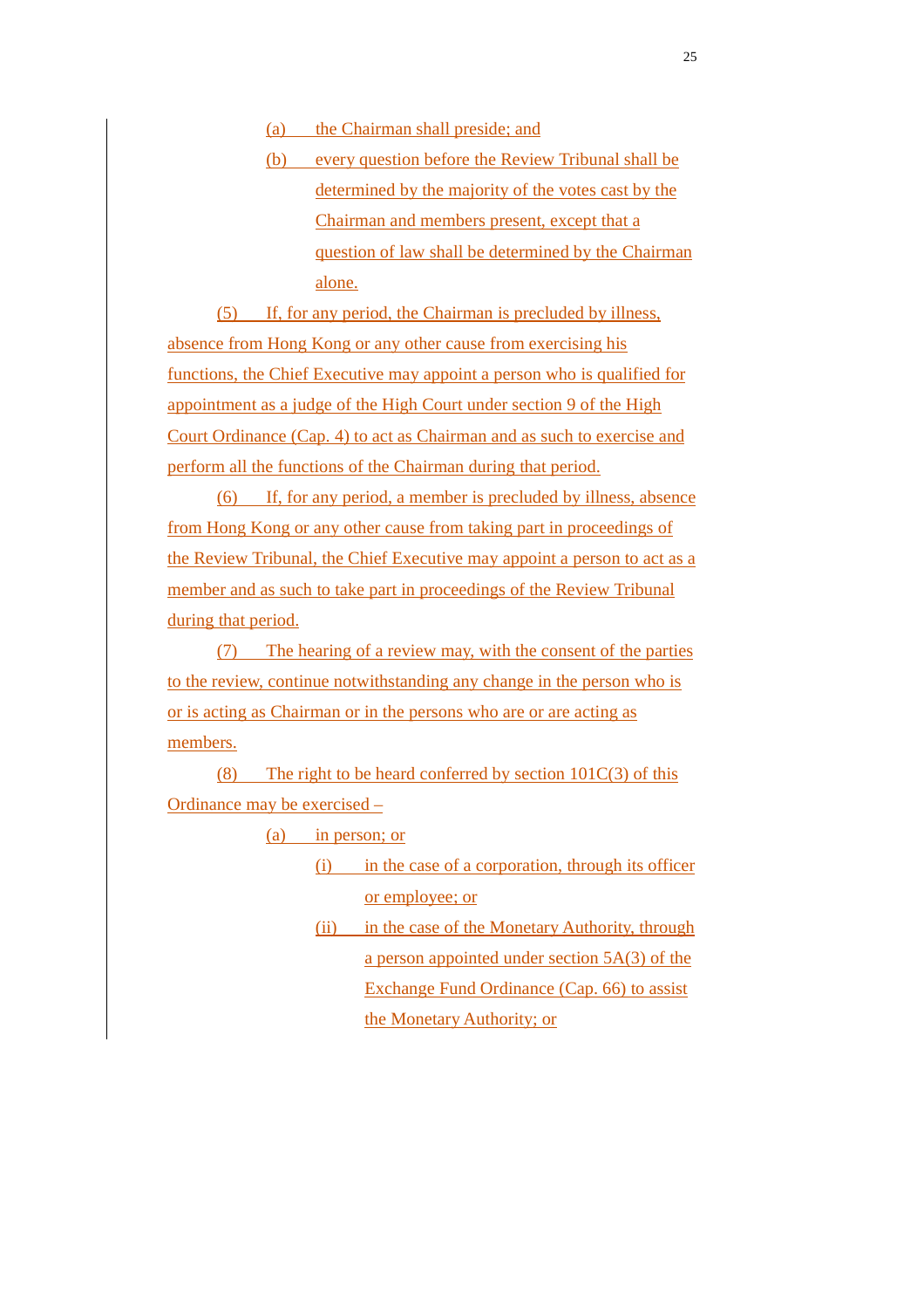(a) the Chairman shall preside; and

(b) every question before the Review Tribunal shall be determined by the majority of the votes cast by the Chairman and members present, except that a question of law shall be determined by the Chairman alone.

(5) If, for any period, the Chairman is precluded by illness, absence from Hong Kong or any other cause from exercising his functions, the Chief Executive may appoint a person who is qualified for appointment as a judge of the High Court under section 9 of the High Court Ordinance (Cap. 4) to act as Chairman and as such to exercise and perform all the functions of the Chairman during that period.

(6) If, for any period, a member is precluded by illness, absence from Hong Kong or any other cause from taking part in proceedings of the Review Tribunal, the Chief Executive may appoint a person to act as a member and as such to take part in proceedings of the Review Tribunal during that period.

(7) The hearing of a review may, with the consent of the parties to the review, continue notwithstanding any change in the person who is or is acting as Chairman or in the persons who are or are acting as members.

(8) The right to be heard conferred by section 101C(3) of this Ordinance may be exercised –

(a) in person; or

(i) in the case of a corporation, through its officer or employee; or

(ii) in the case of the Monetary Authority, through a person appointed under section 5A(3) of the Exchange Fund Ordinance (Cap. 66) to assist the Monetary Authority; or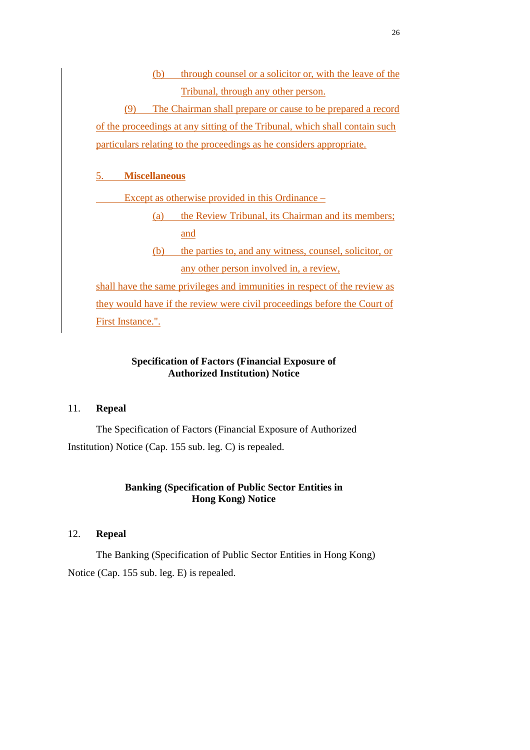(b) through counsel or a solicitor or, with the leave of the Tribunal, through any other person.

(9) The Chairman shall prepare or cause to be prepared a record of the proceedings at any sitting of the Tribunal, which shall contain such particulars relating to the proceedings as he considers appropriate.

5. **Miscellaneous**

Except as otherwise provided in this Ordinance –

(a) the Review Tribunal, its Chairman and its members; and

(b) the parties to, and any witness, counsel, solicitor, or any other person involved in, a review,

shall have the same privileges and immunities in respect of the review as they would have if the review were civil proceedings before the Court of First Instance.".

**Specification of Factors (Financial Exposure of Authorized Institution) Notice**

11. **Repeal**

The Specification of Factors (Financial Exposure of Authorized Institution) Notice (Cap. 155 sub. leg. C) is repealed.

**Banking (Specification of Public Sector Entities in Hong Kong) Notice**

12. **Repeal**

The Banking (Specification of Public Sector Entities in Hong Kong) Notice (Cap. 155 sub. leg. E) is repealed.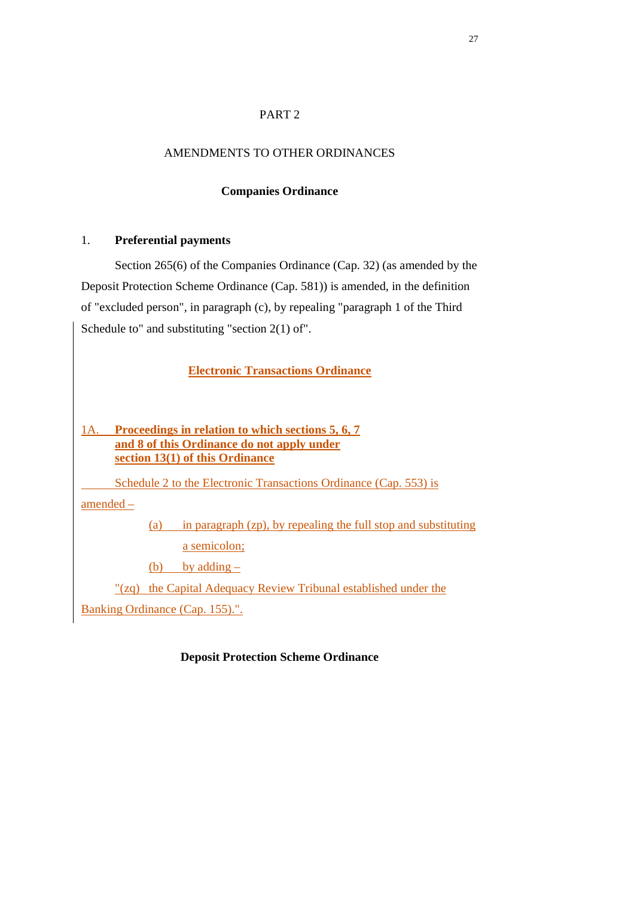PART 2

AMENDMENTS TO OTHER ORDINANCES

**Companies Ordinance**

1. **Preferential payments**

Section 265(6) of the Companies Ordinance (Cap. 32) (as amended by the Deposit Protection Scheme Ordinance (Cap. 581)) is amended, in the definition of "excluded person", in paragraph (c), by repealing "paragraph 1 of the Third Schedule to" and substituting "section 2(1) of".

**Electronic Transactions Ordinance**

1A. **Proceedings in relation to which sections 5, 6, 7 and 8 of this Ordinance do not apply under section 13(1) of this Ordinance**

Schedule 2 to the Electronic Transactions Ordinance (Cap. 553) is amended –

(a) in paragraph (zp), by repealing the full stop and substituting a semicolon;

(b) by adding –

"(zq) the Capital Adequacy Review Tribunal established under the Banking Ordinance (Cap. 155).".

**Deposit Protection Scheme Ordinance**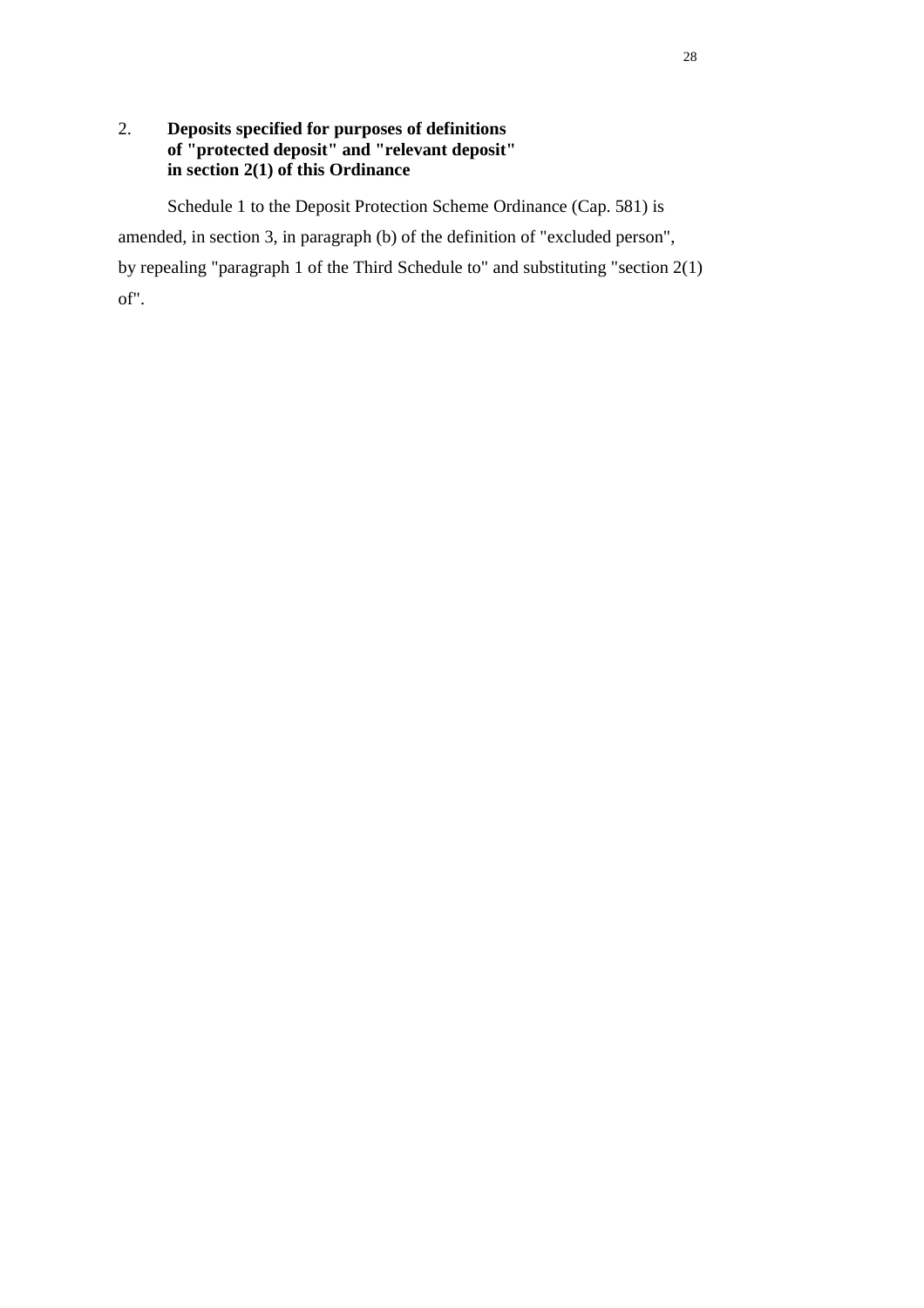2. **Deposits specified for purposes of definitions of "protected deposit" and "relevant deposit" in section 2(1) of this Ordinance**

Schedule 1 to the Deposit Protection Scheme Ordinance (Cap. 581) is amended, in section 3, in paragraph (b) of the definition of "excluded person", by repealing "paragraph 1 of the Third Schedule to" and substituting "section 2(1) of".